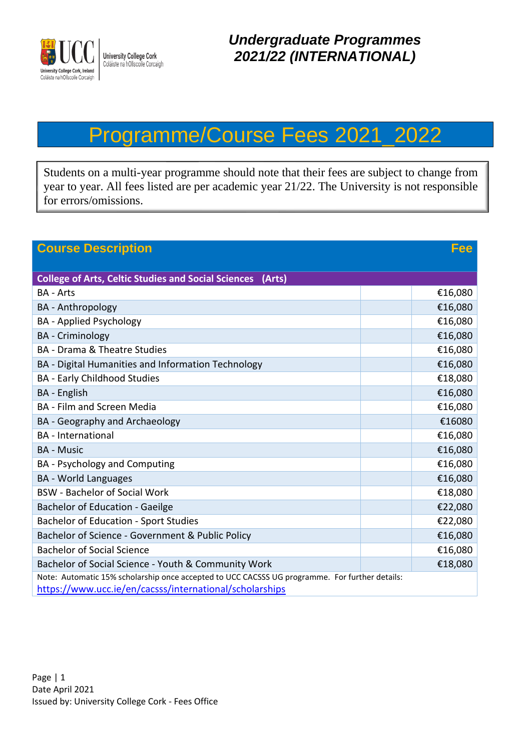University College Cork
Coláiste na hOllscoile Corcaigh

# Undergraduate Programmes 2021/22 (INTERNATIONAL)

## Programme/Course Fees 2021_2022

Students on a multi-year programme should note that their fees are subject to change from year to year. All fees listed are per academic year 21/22. The University is not responsible for errors/omissions.

| Course Description | | Fee |
|---|---|---|
| **College of Arts, Celtic Studies and Social Sciences (Arts)** | | |
| BA - Arts | | €16,080 |
| BA - Anthropology | | €16,080 |
| BA - Applied Psychology | | €16,080 |
| BA - Criminology | | €16,080 |
| BA - Drama & Theatre Studies | | €16,080 |
| BA - Digital Humanities and Information Technology | | €16,080 |
| BA - Early Childhood Studies | | €18,080 |
| BA - English | | €16,080 |
| BA - Film and Screen Media | | €16,080 |
| BA - Geography and Archaeology | | €16080 |
| BA - International | | €16,080 |
| BA - Music | | €16,080 |
| BA - Psychology and Computing | | €16,080 |
| BA - World Languages | | €16,080 |
| BSW - Bachelor of Social Work | | €18,080 |
| Bachelor of Education - Gaeilge | | €22,080 |
| Bachelor of Education - Sport Studies | | €22,080 |
| Bachelor of Science - Government & Public Policy | | €16,080 |
| Bachelor of Social Science | | €16,080 |
| Bachelor of Social Science - Youth & Community Work | | €18,080 |

Note: Automatic 15% scholarship once accepted to UCC CACSSS UG programme. For further details: https://www.ucc.ie/en/cacsss/international/scholarships

Date April 2021
Issued by: University College Cork - Fees Office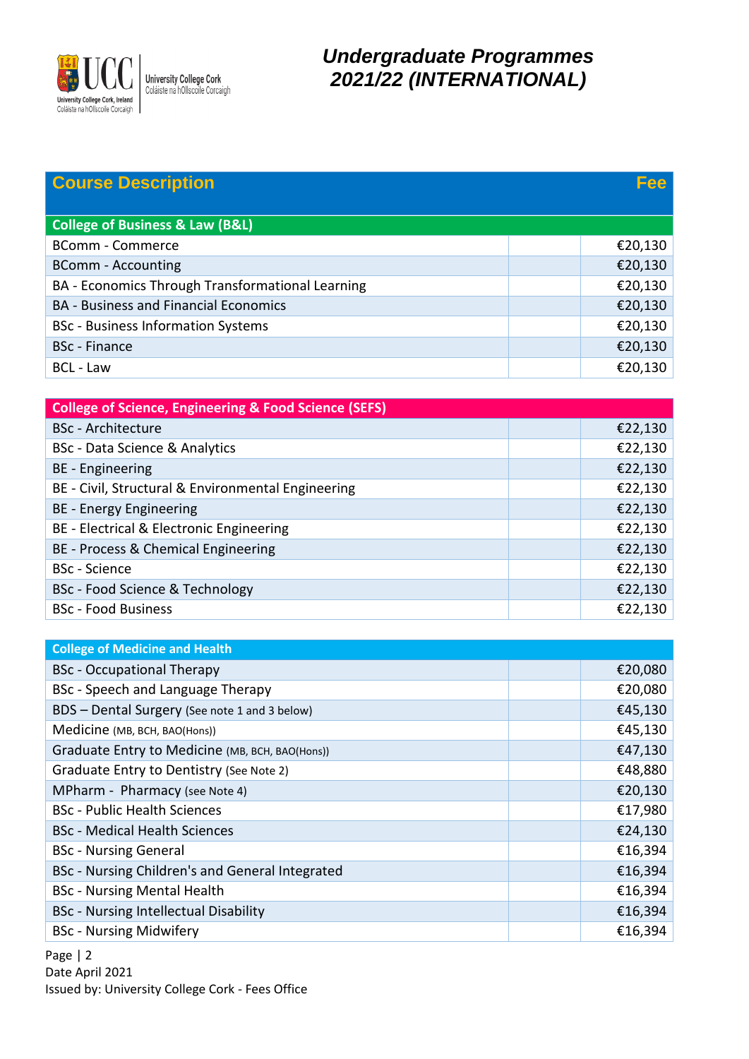# Undergraduate Programmes 2021/22 (INTERNATIONAL)

| Course Description | | Fee |
|---|---|---|
| **College of Business & Law (B&L)** | | |
| BComm - Commerce | | €20,130 |
| BComm - Accounting | | €20,130 |
| BA - Economics Through Transformational Learning | | €20,130 |
| BA - Business and Financial Economics | | €20,130 |
| BSc - Business Information Systems | | €20,130 |
| BSc - Finance | | €20,130 |
| BCL - Law | | €20,130 |
| **College of Science, Engineering & Food Science (SEFS)** | | |
| BSc - Architecture | | €22,130 |
| BSc - Data Science & Analytics | | €22,130 |
| BE - Engineering | | €22,130 |
| BE - Civil, Structural & Environmental Engineering | | €22,130 |
| BE - Energy Engineering | | €22,130 |
| BE - Electrical & Electronic Engineering | | €22,130 |
| BE - Process & Chemical Engineering | | €22,130 |
| BSc - Science | | €22,130 |
| BSc - Food Science & Technology | | €22,130 |
| BSc - Food Business | | €22,130 |
| **College of Medicine and Health** | | |
| BSc - Occupational Therapy | | €20,080 |
| BSc - Speech and Language Therapy | | €20,080 |
| BDS – Dental Surgery (See note 1 and 3 below) | | €45,130 |
| Medicine (MB, BCH, BAO(Hons)) | | €45,130 |
| Graduate Entry to Medicine (MB, BCH, BAO(Hons)) | | €47,130 |
| Graduate Entry to Dentistry (See Note 2) | | €48,880 |
| MPharm - Pharmacy (see Note 4) | | €20,130 |
| BSc - Public Health Sciences | | €17,980 |
| BSc - Medical Health Sciences | | €24,130 |
| BSc - Nursing General | | €16,394 |
| BSc - Nursing Children's and General Integrated | | €16,394 |
| BSc - Nursing Mental Health | | €16,394 |
| BSc - Nursing Intellectual Disability | | €16,394 |
| BSc - Nursing Midwifery | | €16,394 |

Date April 2021
Issued by: University College Cork - Fees Office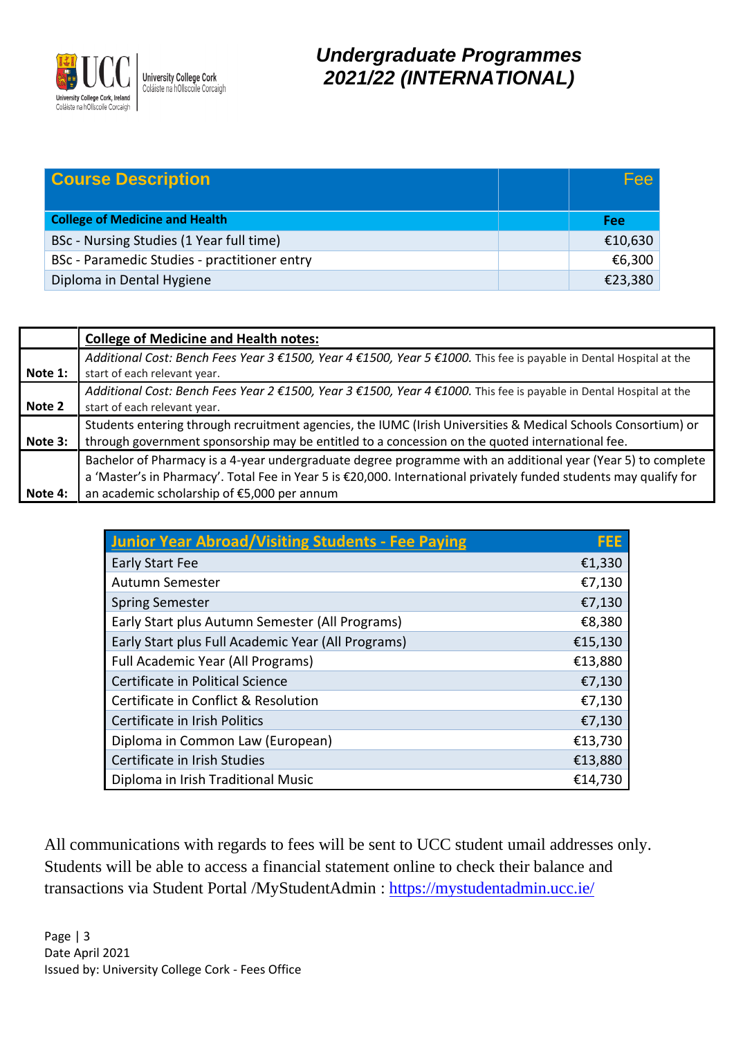# Undergraduate Programmes 2021/22 (INTERNATIONAL)

| Course Description | | Fee |
|---|---|---|
| **College of Medicine and Health** | | **Fee** |
| BSc - Nursing Studies (1 Year full time) | | €10,630 |
| BSc - Paramedic Studies - practitioner entry | | €6,300 |
| Diploma in Dental Hygiene | | €23,380 |

| | **College of Medicine and Health notes:** |
|---|---|
| **Note 1:** | *Additional Cost: Bench Fees Year 3 €1500, Year 4 €1500, Year 5 €1000.* This fee is payable in Dental Hospital at the start of each relevant year. |
| **Note 2** | *Additional Cost: Bench Fees Year 2 €1500, Year 3 €1500, Year 4 €1000.* This fee is payable in Dental Hospital at the start of each relevant year. |
| **Note 3:** | Students entering through recruitment agencies, the IUMC (Irish Universities & Medical Schools Consortium) or through government sponsorship may be entitled to a concession on the quoted international fee. |
| **Note 4:** | Bachelor of Pharmacy is a 4-year undergraduate degree programme with an additional year (Year 5) to complete a 'Master's in Pharmacy'. Total Fee in Year 5 is €20,000. International privately funded students may qualify for an academic scholarship of €5,000 per annum |

| Junior Year Abroad/Visiting Students - Fee Paying | FEE |
|---|---|
| Early Start Fee | €1,330 |
| Autumn Semester | €7,130 |
| Spring Semester | €7,130 |
| Early Start plus Autumn Semester (All Programs) | €8,380 |
| Early Start plus Full Academic Year (All Programs) | €15,130 |
| Full Academic Year (All Programs) | €13,880 |
| Certificate in Political Science | €7,130 |
| Certificate in Conflict & Resolution | €7,130 |
| Certificate in Irish Politics | €7,130 |
| Diploma in Common Law (European) | €13,730 |
| Certificate in Irish Studies | €13,880 |
| Diploma in Irish Traditional Music | €14,730 |

All communications with regards to fees will be sent to UCC student umail addresses only. Students will be able to access a financial statement online to check their balance and transactions via Student Portal /MyStudentAdmin : https://mystudentadmin.ucc.ie/

Date April 2021
Issued by: University College Cork - Fees Office